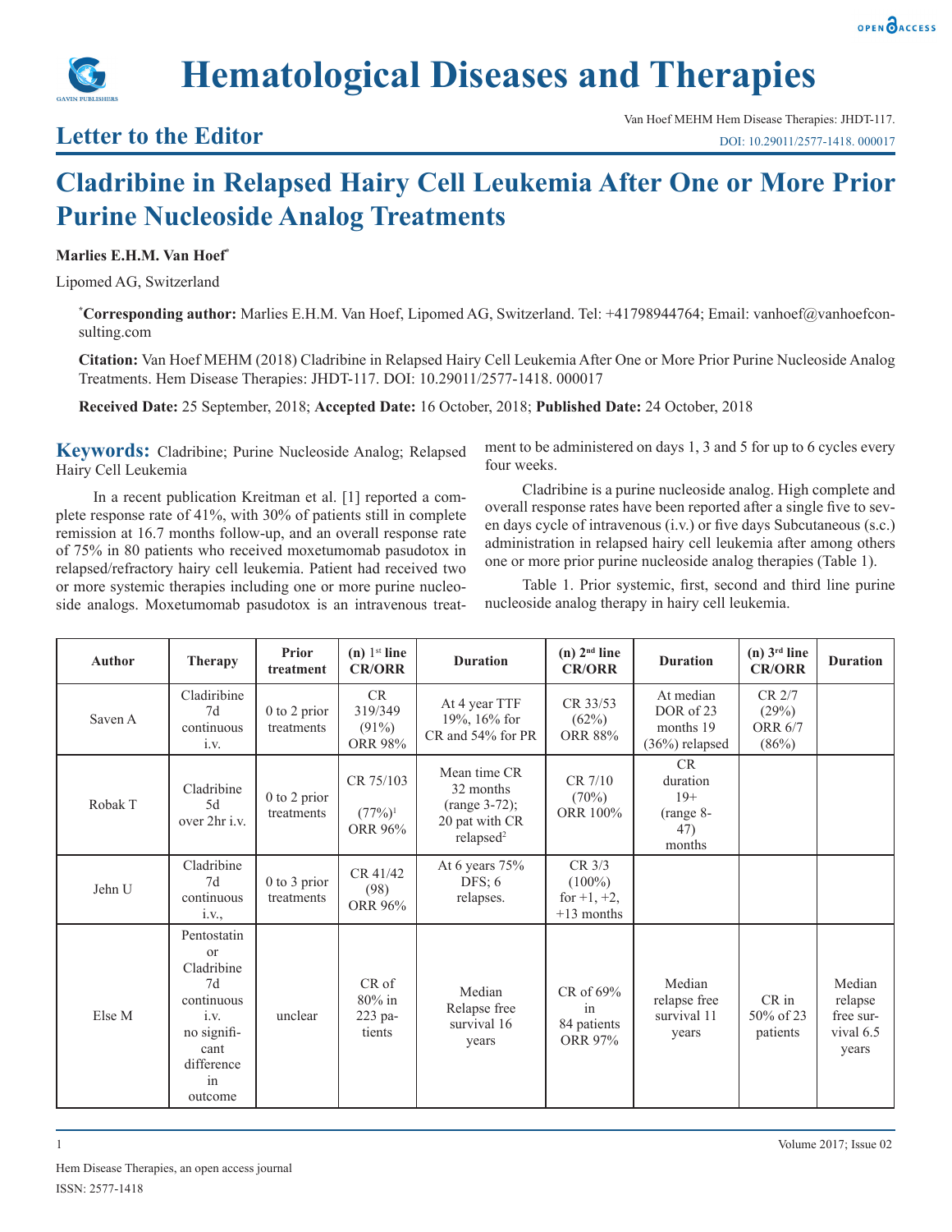# Hematological Diseases and Therapies

## Letter to the Editor

# Cladribine in Relapsed Hairy Cell Leukemia After One or More Prior Purine Nucleoside Analog Treatments

**Marlies E.H.M. Van Hoef***

Lipomed AG, Switzerland

***Corresponding author:** Marlies E.H.M. Van Hoef, Lipomed AG, Switzerland. Tel: +41798944764; Email: vanhoef@vanhoefconsulting.com

**Citation:** Van Hoef MEHM (2018) Cladribine in Relapsed Hairy Cell Leukemia After One or More Prior Purine Nucleoside Analog Treatments. Hem Disease Therapies: JHDT-117. DOI: 10.29011/2577-1418. 000017

**Received Date:** 25 September, 2018; **Accepted Date:** 16 October, 2018; **Published Date:** 24 October, 2018

**Keywords:** Cladribine; Purine Nucleoside Analog; Relapsed Hairy Cell Leukemia

In a recent publication Kreitman et al. [1] reported a complete response rate of 41%, with 30% of patients still in complete remission at 16.7 months follow-up, and an overall response rate of 75% in 80 patients who received moxetumomab pasudotox in relapsed/refractory hairy cell leukemia. Patient had received two or more systemic therapies including one or more purine nucleoside analogs. Moxetumomab pasudotox is an intravenous treatment to be administered on days 1, 3 and 5 for up to 6 cycles every four weeks.

Cladribine is a purine nucleoside analog. High complete and overall response rates have been reported after a single five to seven days cycle of intravenous (i.v.) or five days Subcutaneous (s.c.) administration in relapsed hairy cell leukemia after among others one or more prior purine nucleoside analog therapies (Table 1).

Table 1. Prior systemic, first, second and third line purine nucleoside analog therapy in hairy cell leukemia.

| Author | Therapy | Prior treatment | (n) 1st line CR/ORR | Duration | (n) 2nd line CR/ORR | Duration | (n) 3rd line CR/ORR | Duration |
|---|---|---|---|---|---|---|---|---|
| Saven A | Cladiribine 7d continuous i.v. | 0 to 2 prior treatments | CR 319/349 (91%) ORR 98% | At 4 year TTF 19%, 16% for CR and 54% for PR | CR 33/53 (62%) ORR 88% | At median DOR of 23 months 19 (36%) relapsed | CR 2/7 (29%) ORR 6/7 (86%) | |
| Robak T | Cladribine 5d over 2hr i.v. | 0 to 2 prior treatments | CR 75/103 (77%)[1] ORR 96% | Mean time CR 32 months (range 3-72); 20 pat with CR relapsed[2] | CR 7/10 (70%) ORR 100% | CR duration 19+ (range 8-47) months | | |
| Jehn U | Cladribine 7d continuous i.v., | 0 to 3 prior treatments | CR 41/42 (98) ORR 96% | At 6 years 75% DFS; 6 relapses. | CR 3/3 (100%) for +1, +2, +13 months | | | |
| Else M | Pentostatin or Cladribine 7d continuous i.v. no significant difference in outcome | unclear | CR of 80% in 223 patients | Median Relapse free survival 16 years | CR of 69% in 84 patients ORR 97% | Median relapse free survival 11 years | CR in 50% of 23 patients | Median relapse free survival 6.5 years |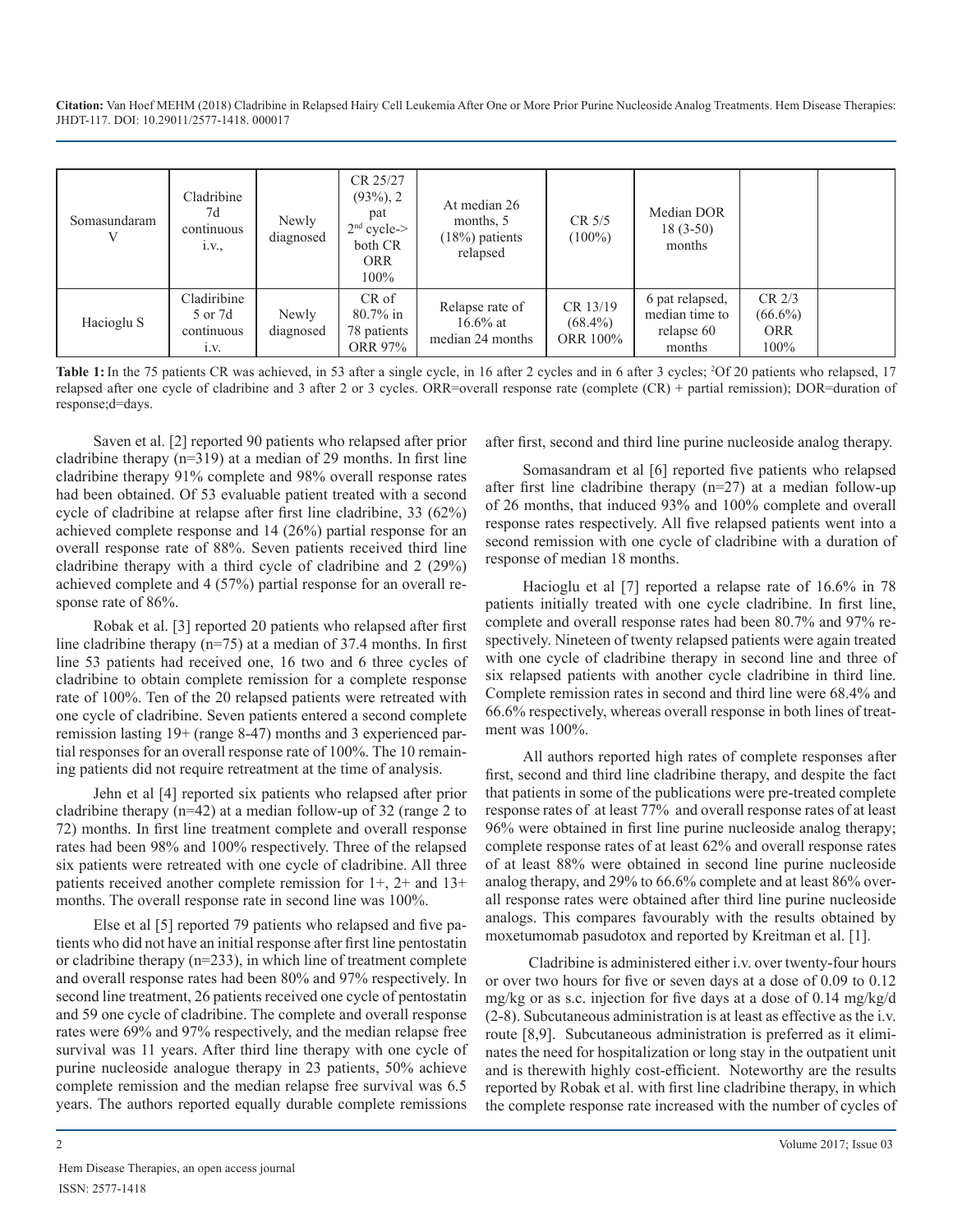| Somasundaram V | Cladribine 7d continuous i.v., | Newly diagnosed | CR 25/27 (93%), 2 pat 2[nd] cycle-> both CR ORR 100% | At median 26 months, 5 (18%) patients relapsed | CR 5/5 (100%) | Median DOR 18 (3-50) months | | |
|---|---|---|---|---|---|---|---|---|
| Hacioglu S | Cladiribine 5 or 7d continuous i.v. | Newly diagnosed | CR of 80.7% in 78 patients ORR 97% | Relapse rate of 16.6% at median 24 months | CR 13/19 (68.4%) ORR 100% | 6 pat relapsed, median time to relapse 60 months | CR 2/3 (66.6%) ORR 100% | |

**Table 1:** In the 75 patients CR was achieved, in 53 after a single cycle, in 16 after 2 cycles and in 6 after 3 cycles; [2]Of 20 patients who relapsed, 17 relapsed after one cycle of cladribine and 3 after 2 or 3 cycles. ORR=overall response rate (complete (CR) + partial remission); DOR=duration of response;d=days.

Saven et al. [2] reported 90 patients who relapsed after prior cladribine therapy (n=319) at a median of 29 months. In first line cladribine therapy 91% complete and 98% overall response rates had been obtained. Of 53 evaluable patient treated with a second cycle of cladribine at relapse after first line cladribine, 33 (62%) achieved complete response and 14 (26%) partial response for an overall response rate of 88%. Seven patients received third line cladribine therapy with a third cycle of cladribine and 2 (29%) achieved complete and 4 (57%) partial response for an overall response rate of 86%.

Robak et al. [3] reported 20 patients who relapsed after first line cladribine therapy (n=75) at a median of 37.4 months. In first line 53 patients had received one, 16 two and 6 three cycles of cladribine to obtain complete remission for a complete response rate of 100%. Ten of the 20 relapsed patients were retreated with one cycle of cladribine. Seven patients entered a second complete remission lasting 19+ (range 8-47) months and 3 experienced partial responses for an overall response rate of 100%. The 10 remaining patients did not require retreatment at the time of analysis.

Jehn et al [4] reported six patients who relapsed after prior cladribine therapy (n=42) at a median follow-up of 32 (range 2 to 72) months. In first line treatment complete and overall response rates had been 98% and 100% respectively. Three of the relapsed six patients were retreated with one cycle of cladribine. All three patients received another complete remission for 1+, 2+ and 13+ months. The overall response rate in second line was 100%.

Else et al [5] reported 79 patients who relapsed and five patients who did not have an initial response after first line pentostatin or cladribine therapy (n=233), in which line of treatment complete and overall response rates had been 80% and 97% respectively. In second line treatment, 26 patients received one cycle of pentostatin and 59 one cycle of cladribine. The complete and overall response rates were 69% and 97% respectively, and the median relapse free survival was 11 years. After third line therapy with one cycle of purine nucleoside analogue therapy in 23 patients, 50% achieve complete remission and the median relapse free survival was 6.5 years. The authors reported equally durable complete remissions after first, second and third line purine nucleoside analog therapy.

Somasandram et al [6] reported five patients who relapsed after first line cladribine therapy (n=27) at a median follow-up of 26 months, that induced 93% and 100% complete and overall response rates respectively. All five relapsed patients went into a second remission with one cycle of cladribine with a duration of response of median 18 months.

Hacioglu et al [7] reported a relapse rate of 16.6% in 78 patients initially treated with one cycle cladribine. In first line, complete and overall response rates had been 80.7% and 97% respectively. Nineteen of twenty relapsed patients were again treated with one cycle of cladribine therapy in second line and three of six relapsed patients with another cycle cladribine in third line. Complete remission rates in second and third line were 68.4% and 66.6% respectively, whereas overall response in both lines of treatment was 100%.

All authors reported high rates of complete responses after first, second and third line cladribine therapy, and despite the fact that patients in some of the publications were pre-treated complete response rates of at least 77% and overall response rates of at least 96% were obtained in first line purine nucleoside analog therapy; complete response rates of at least 62% and overall response rates of at least 88% were obtained in second line purine nucleoside analog therapy, and 29% to 66.6% complete and at least 86% overall response rates were obtained after third line purine nucleoside analogs. This compares favourably with the results obtained by moxetumomab pasudotox and reported by Kreitman et al. [1].

Cladribine is administered either i.v. over twenty-four hours or over two hours for five or seven days at a dose of 0.09 to 0.12 mg/kg or as s.c. injection for five days at a dose of 0.14 mg/kg/d (2-8). Subcutaneous administration is at least as effective as the i.v. route [8,9]. Subcutaneous administration is preferred as it eliminates the need for hospitalization or long stay in the outpatient unit and is therewith highly cost-efficient. Noteworthy are the results reported by Robak et al. with first line cladribine therapy, in which the complete response rate increased with the number of cycles of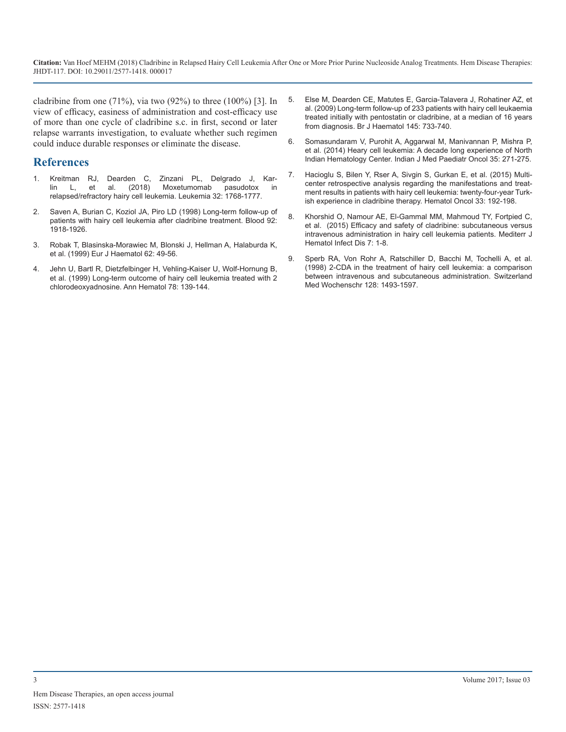cladribine from one (71%), via two (92%) to three (100%) [3]. In view of efficacy, easiness of administration and cost-efficacy use of more than one cycle of cladribine s.c. in first, second or later relapse warrants investigation, to evaluate whether such regimen could induce durable responses or eliminate the disease.

## References

1. Kreitman RJ, Dearden C, Zinzani PL, Delgrado J, Karlin L, et al. (2018) Moxetumomab pasudotox in relapsed/refractory hairy cell leukemia. Leukemia 32: 1768-1777.

2. Saven A, Burian C, Koziol JA, Piro LD (1998) Long-term follow-up of patients with hairy cell leukemia after cladribine treatment. Blood 92: 1918-1926.

3. Robak T, Blasinska-Morawiec M, Blonski J, Hellman A, Halaburda K, et al. (1999) Eur J Haematol 62: 49-56.

4. Jehn U, Bartl R, Dietzfelbinger H, Vehling-Kaiser U, Wolf-Hornung B, et al. (1999) Long-term outcome of hairy cell leukemia treated with 2 chlorodeoxyadnosine. Ann Hematol 78: 139-144.

5. Else M, Dearden CE, Matutes E, Garcia-Talavera J, Rohatiner AZ, et al. (2009) Long-term follow-up of 233 patients with hairy cell leukaemia treated initially with pentostatin or cladribine, at a median of 16 years from diagnosis. Br J Haematol 145: 733-740.

6. Somasundaram V, Purohit A, Aggarwal M, Manivannan P, Mishra P, et al. (2014) Heary cell leukemia: A decade long experience of North Indian Hematology Center. Indian J Med Paediatr Oncol 35: 271-275.

7. Hacioglu S, Bilen Y, Rser A, Sivgin S, Gurkan E, et al. (2015) Multicenter retrospective analysis regarding the manifestations and treatment results in patients with hairy cell leukemia: twenty-four-year Turkish experience in cladribine therapy. Hematol Oncol 33: 192-198.

8. Khorshid O, Namour AE, El-Gammal MM, Mahmoud TY, Fortpied C, et al. (2015) Efficacy and safety of cladribine: subcutaneous versus intravenous administration in hairy cell leukemia patients. Mediterr J Hematol Infect Dis 7: 1-8.

9. Sperb RA, Von Rohr A, Ratschiller D, Bacchi M, Tochelli A, et al. (1998) 2-CDA in the treatment of hairy cell leukemia: a comparison between intravenous and subcutaneous administration. Switzerland Med Wochenschr 128: 1493-1597.